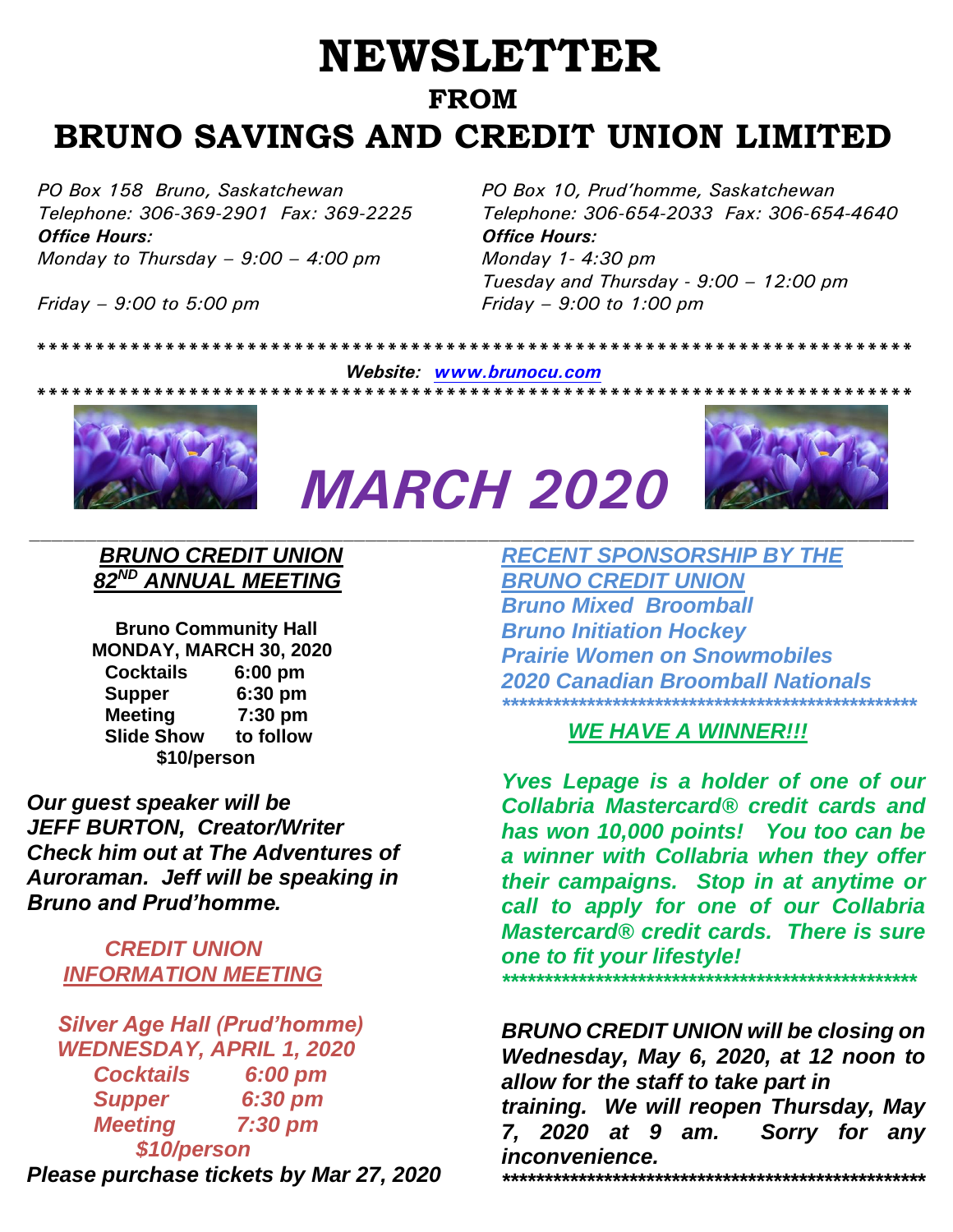# NEWSLETTER

## FROM

# BRUNO SAVINGS AND CREDIT UNION LIMITED

*PO Box 158 Bruno, Saskatchewan*
*Telephone: 306-369-2901 Fax: 369-2225*
***Office Hours:***
*Monday to Thursday – 9:00 – 4:00 pm*

*Friday – 9:00 to 5:00 pm*

*PO Box 10, Prud'homme, Saskatchewan*
*Telephone: 306-654-2033 Fax: 306-654-4640*
***Office Hours:***
*Monday 1- 4:30 pm*
*Tuesday and Thursday - 9:00 – 12:00 pm*
*Friday – 9:00 to 1:00 pm*

**************************************************************************

***Website: www.brunocu.com***

**************************************************************************

# *MARCH 2020*

## ***BRUNO CREDIT UNION 82ND ANNUAL MEETING***

**Bruno Community Hall**
**MONDAY, MARCH 30, 2020**

| | |
|---|---|
| **Cocktails** | **6:00 pm** |
| **Supper** | **6:30 pm** |
| **Meeting** | **7:30 pm** |
| **Slide Show** | **to follow** |

**$10/person**

***Our guest speaker will be JEFF BURTON, Creator/Writer Check him out at The Adventures of Auroraman. Jeff will be speaking in Bruno and Prud'homme.***

## ***CREDIT UNION INFORMATION MEETING***

***Silver Age Hall (Prud'homme)***
***WEDNESDAY, APRIL 1, 2020***

| | |
|---|---|
| ***Cocktails*** | ***6:00 pm*** |
| ***Supper*** | ***6:30 pm*** |
| ***Meeting*** | ***7:30 pm*** |

***$10/person***

***Please purchase tickets by Mar 27, 2020***

## ***RECENT SPONSORSHIP BY THE BRUNO CREDIT UNION***

***Bruno Mixed Broomball***
***Bruno Initiation Hockey***
***Prairie Women on Snowmobiles***
***2020 Canadian Broomball Nationals***

***************************************************

## ***WE HAVE A WINNER!!!***

***Yves Lepage is a holder of one of our Collabria Mastercard® credit cards and has won 10,000 points! You too can be a winner with Collabria when they offer their campaigns. Stop in at anytime or call to apply for one of our Collabria Mastercard® credit cards. There is sure one to fit your lifestyle!***

***************************************************

***BRUNO CREDIT UNION will be closing on Wednesday, May 6, 2020, at 12 noon to allow for the staff to take part in training. We will reopen Thursday, May 7, 2020 at 9 am. Sorry for any inconvenience.***

***************************************************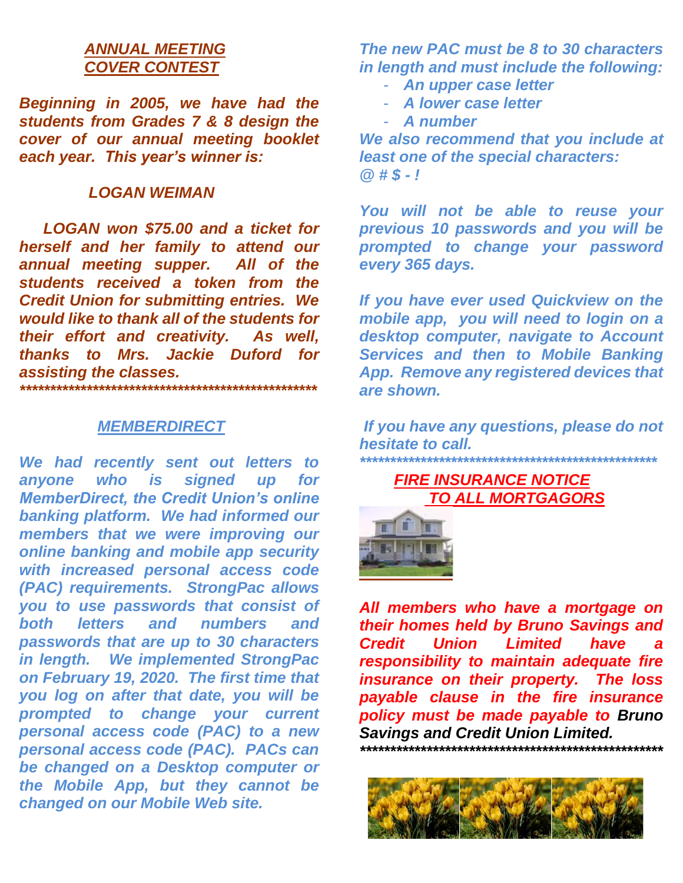## ***ANNUAL MEETING COVER CONTEST***

***Beginning in 2005, we have had the students from Grades 7 & 8 design the cover of our annual meeting booklet each year. This year's winner is:***

***LOGAN WEIMAN***

***LOGAN won $75.00 and a ticket for herself and her family to attend our annual meeting supper. All of the students received a token from the Credit Union for submitting entries. We would like to thank all of the students for their effort and creativity. As well, thanks to Mrs. Jackie Duford for assisting the classes.***

***************************************************

## ***MEMBERDIRECT***

***We had recently sent out letters to anyone who is signed up for MemberDirect, the Credit Union's online banking platform. We had informed our members that we were improving our online banking and mobile app security with increased personal access code (PAC) requirements. StrongPac allows you to use passwords that consist of both letters and numbers and passwords that are up to 30 characters in length. We implemented StrongPac on February 19, 2020. The first time that you log on after that date, you will be prompted to change your current personal access code (PAC) to a new personal access code (PAC). PACs can be changed on a Desktop computer or the Mobile App, but they cannot be changed on our Mobile Web site.***

***The new PAC must be 8 to 30 characters in length and must include the following:***

- ***An upper case letter***
- ***A lower case letter***
- ***A number***

***We also recommend that you include at least one of the special characters: @ # $ - !***

***You will not be able to reuse your previous 10 passwords and you will be prompted to change your password every 365 days.***

***If you have ever used Quickview on the mobile app, you will need to login on a desktop computer, navigate to Account Services and then to Mobile Banking App. Remove any registered devices that are shown.***

***If you have any questions, please do not hesitate to call.***

***************************************************

## ***FIRE INSURANCE NOTICE TO ALL MORTGAGORS***

***All members who have a mortgage on their homes held by Bruno Savings and Credit Union Limited have a responsibility to maintain adequate fire insurance on their property. The loss payable clause in the fire insurance policy must be made payable to Bruno Savings and Credit Union Limited.***

***************************************************